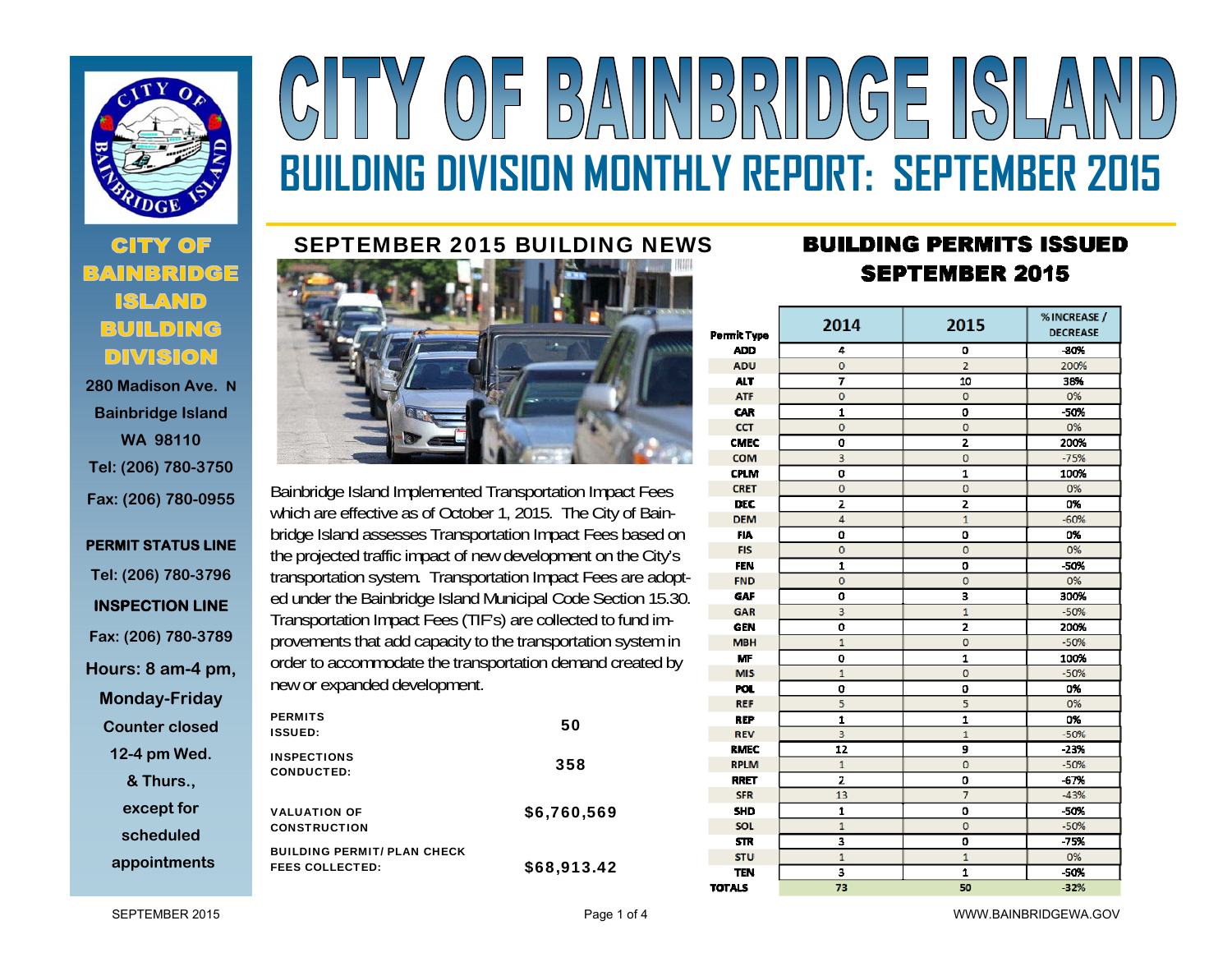# CITY OF BAINBRIDGE ISLAND

## BUILDING DIVISION MONTHLY REPORT: SEPTEMBER 2015

**CITY OF BAINBRIDGE ISLAND BUILDING DIVISION**

280 Madison Ave. N
Bainbridge Island
WA 98110
Tel: (206) 780-3750
Fax: (206) 780-0955

**PERMIT STATUS LINE**
Tel: (206) 780-3796

**INSPECTION LINE**
Fax: (206) 780-3789

Hours: 8 am-4 pm, Monday-Friday
Counter closed 12-4 pm Wed. & Thurs., except for scheduled appointments

### SEPTEMBER 2015 BUILDING NEWS

Bainbridge Island Implemented Transportation Impact Fees which are effective as of October 1, 2015. The City of Bainbridge Island assesses Transportation Impact Fees based on the projected traffic impact of new development on the City's transportation system. Transportation Impact Fees are adopted under the Bainbridge Island Municipal Code Section 15.30. Transportation Impact Fees (TIF's) are collected to fund improvements that add capacity to the transportation system in order to accommodate the transportation demand created by new or expanded development.

| | |
|---|---|
| PERMITS ISSUED: | 50 |
| INSPECTIONS CONDUCTED: | 358 |
| VALUATION OF CONSTRUCTION | $6,760,569 |
| BUILDING PERMIT/ PLAN CHECK FEES COLLECTED: | $68,913.42 |

### BUILDING PERMITS ISSUED SEPTEMBER 2015

| Permit Type | 2014 | 2015 | % INCREASE / DECREASE |
|---|---|---|---|
| ADD | 4 | 0 | -80% |
| ADU | 0 | 2 | 200% |
| ALT | 7 | 10 | 38% |
| ATF | 0 | 0 | 0% |
| CAR | 1 | 0 | -50% |
| CCT | 0 | 0 | 0% |
| CMEC | 0 | 2 | 200% |
| COM | 3 | 0 | -75% |
| CPLM | 0 | 1 | 100% |
| CRET | 0 | 0 | 0% |
| DEC | 2 | 2 | 0% |
| DEM | 4 | 1 | -60% |
| FIA | 0 | 0 | 0% |
| FIS | 0 | 0 | 0% |
| FEN | 1 | 0 | -50% |
| FND | 0 | 0 | 0% |
| GAF | 0 | 3 | 300% |
| GAR | 3 | 1 | -50% |
| GEN | 0 | 2 | 200% |
| MBH | 1 | 0 | -50% |
| MF | 0 | 1 | 100% |
| MIS | 1 | 0 | -50% |
| POL | 0 | 0 | 0% |
| REF | 5 | 5 | 0% |
| REP | 1 | 1 | 0% |
| REV | 3 | 1 | -50% |
| RMEC | 12 | 9 | -23% |
| RPLM | 1 | 0 | -50% |
| RRET | 2 | 0 | -67% |
| SFR | 13 | 7 | -43% |
| SHD | 1 | 0 | -50% |
| SOL | 1 | 0 | -50% |
| STR | 3 | 0 | -75% |
| STU | 1 | 1 | 0% |
| TEN | 3 | 1 | -50% |
| TOTALS | 73 | 50 | -32% |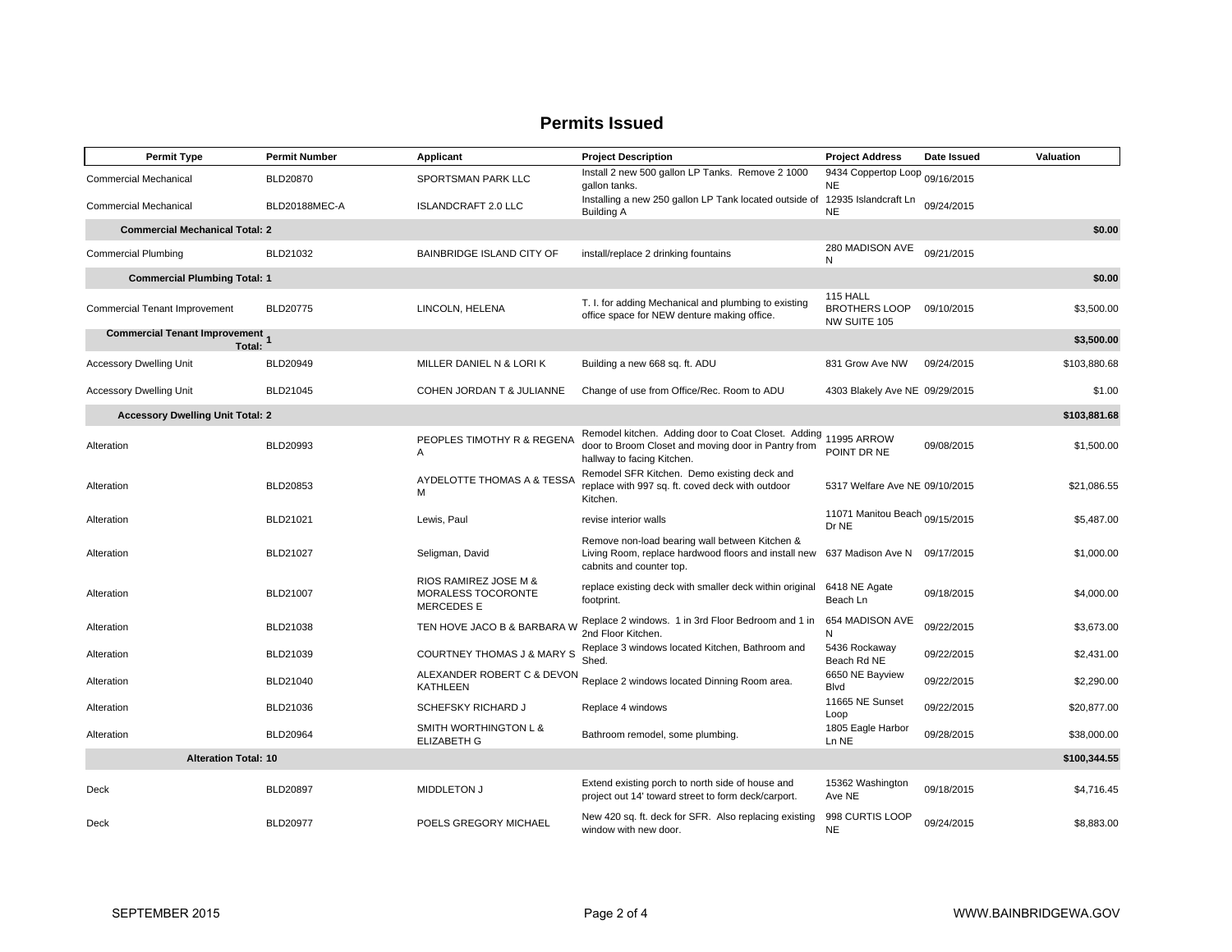# Permits Issued

| Permit Type | Permit Number | Applicant | Project Description | Project Address | Date Issued | Valuation |
|---|---|---|---|---|---|---|
| Commercial Mechanical | BLD20870 | SPORTSMAN PARK LLC | Install 2 new 500 gallon LP Tanks. Remove 2 1000 gallon tanks. | 9434 Coppertop Loop NE | 09/16/2015 | |
| Commercial Mechanical | BLD20188MEC-A | ISLANDCRAFT 2.0 LLC | Installing a new 250 gallon LP Tank located outside of Building A | 12935 Islandcraft Ln NE | 09/24/2015 | |
| **Commercial Mechanical Total: 2** | | | | | | **$0.00** |
| Commercial Plumbing | BLD21032 | BAINBRIDGE ISLAND CITY OF | install/replace 2 drinking fountains | 280 MADISON AVE N | 09/21/2015 | |
| **Commercial Plumbing Total: 1** | | | | | | **$0.00** |
| Commercial Tenant Improvement | BLD20775 | LINCOLN, HELENA | T. I. for adding Mechanical and plumbing to existing office space for NEW denture making office. | 115 HALL BROTHERS LOOP NW SUITE 105 | 09/10/2015 | $3,500.00 |
| **Commercial Tenant Improvement Total: 1** | | | | | | **$3,500.00** |
| Accessory Dwelling Unit | BLD20949 | MILLER DANIEL N & LORI K | Building a new 668 sq. ft. ADU | 831 Grow Ave NW | 09/24/2015 | $103,880.68 |
| Accessory Dwelling Unit | BLD21045 | COHEN JORDAN T & JULIANNE | Change of use from Office/Rec. Room to ADU | 4303 Blakely Ave NE | 09/29/2015 | $1.00 |
| **Accessory Dwelling Unit Total: 2** | | | | | | **$103,881.68** |
| Alteration | BLD20993 | PEOPLES TIMOTHY R & REGENA A | Remodel kitchen. Adding door to Coat Closet. Adding door to Broom Closet and moving door in Pantry from hallway to facing Kitchen. | 11995 ARROW POINT DR NE | 09/08/2015 | $1,500.00 |
| Alteration | BLD20853 | AYDELOTTE THOMAS A & TESSA M | Remodel SFR Kitchen. Demo existing deck and replace with 997 sq. ft. coved deck with outdoor Kitchen. | 5317 Welfare Ave NE | 09/10/2015 | $21,086.55 |
| Alteration | BLD21021 | Lewis, Paul | revise interior walls | 11071 Manitou Beach Dr NE | 09/15/2015 | $5,487.00 |
| Alteration | BLD21027 | Seligman, David | Remove non-load bearing wall between Kitchen & Living Room, replace hardwood floors and install new cabnits and counter top. | 637 Madison Ave N | 09/17/2015 | $1,000.00 |
| Alteration | BLD21007 | RIOS RAMIREZ JOSE M & MORALESS TOCORONTE MERCEDES E | replace existing deck with smaller deck within original footprint. | 6418 NE Agate Beach Ln | 09/18/2015 | $4,000.00 |
| Alteration | BLD21038 | TEN HOVE JACO B & BARBARA W | Replace 2 windows. 1 in 3rd Floor Bedroom and 1 in 2nd Floor Kitchen. | 654 MADISON AVE N | 09/22/2015 | $3,673.00 |
| Alteration | BLD21039 | COURTNEY THOMAS J & MARY S | Replace 3 windows located Kitchen, Bathroom and Shed. | 5436 Rockaway Beach Rd NE | 09/22/2015 | $2,431.00 |
| Alteration | BLD21040 | ALEXANDER ROBERT C & DEVON KATHLEEN | Replace 2 windows located Dinning Room area. | 6650 NE Bayview Blvd | 09/22/2015 | $2,290.00 |
| Alteration | BLD21036 | SCHEFSKY RICHARD J | Replace 4 windows | 11665 NE Sunset Loop | 09/22/2015 | $20,877.00 |
| Alteration | BLD20964 | SMITH WORTHINGTON L & ELIZABETH G | Bathroom remodel, some plumbing. | 1805 Eagle Harbor Ln NE | 09/28/2015 | $38,000.00 |
| **Alteration Total: 10** | | | | | | **$100,344.55** |
| Deck | BLD20897 | MIDDLETON J | Extend existing porch to north side of house and project out 14' toward street to form deck/carport. | 15362 Washington Ave NE | 09/18/2015 | $4,716.45 |
| Deck | BLD20977 | POELS GREGORY MICHAEL | New 420 sq. ft. deck for SFR. Also replacing existing window with new door. | 998 CURTIS LOOP NE | 09/24/2015 | $8,883.00 |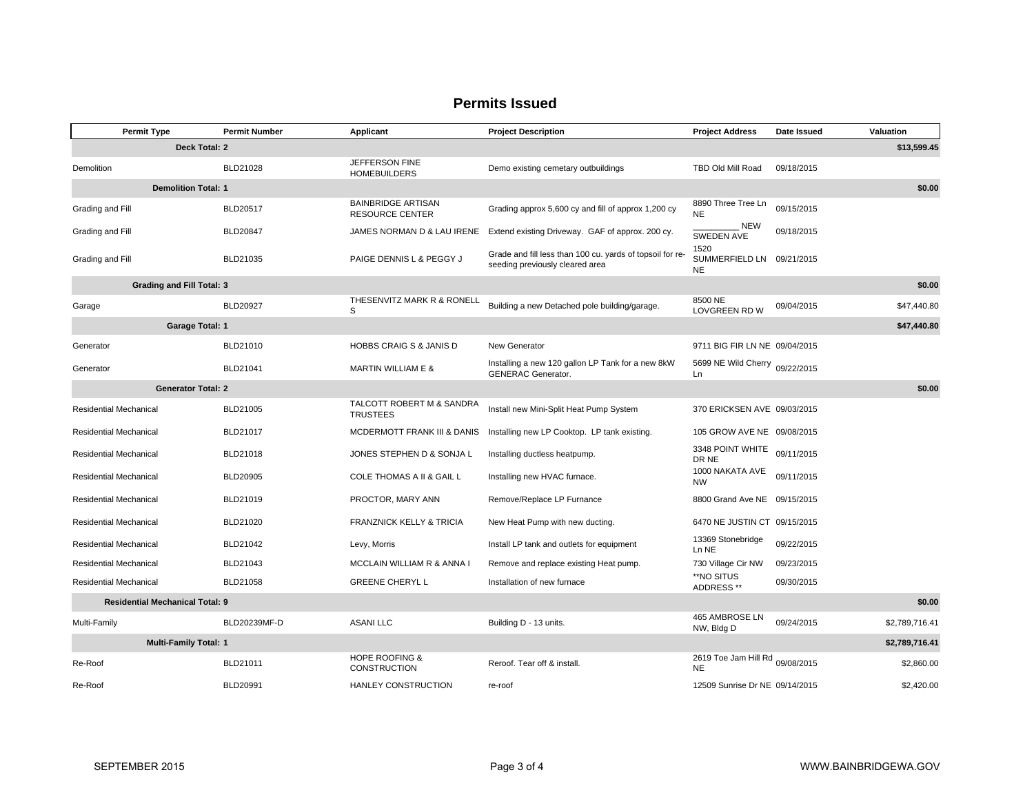## Permits Issued

| Permit Type | Permit Number | Applicant | Project Description | Project Address | Date Issued | Valuation |
|---|---|---|---|---|---|---|
| **Deck Total: 2** | | | | | | **$13,599.45** |
| Demolition | BLD21028 | JEFFERSON FINE HOMEBUILDERS | Demo existing cemetary outbuildings | TBD Old Mill Road | 09/18/2015 | |
| **Demolition Total: 1** | | | | | | **$0.00** |
| Grading and Fill | BLD20517 | BAINBRIDGE ARTISAN RESOURCE CENTER | Grading approx 5,600 cy and fill of approx 1,200 cy | 8890 Three Tree Ln NE | 09/15/2015 | |
| Grading and Fill | BLD20847 | JAMES NORMAN D & LAU IRENE | Extend existing Driveway. GAF of approx. 200 cy. | _________ NEW SWEDEN AVE | 09/18/2015 | |
| Grading and Fill | BLD21035 | PAIGE DENNIS L & PEGGY J | Grade and fill less than 100 cu. yards of topsoil for re-seeding previously cleared area | 1520 SUMMERFIELD LN NE | 09/21/2015 | |
| **Grading and Fill Total: 3** | | | | | | **$0.00** |
| Garage | BLD20927 | THESENVITZ MARK R & RONELL S | Building a new Detached pole building/garage. | 8500 NE LOVGREEN RD W | 09/04/2015 | $47,440.80 |
| **Garage Total: 1** | | | | | | **$47,440.80** |
| Generator | BLD21010 | HOBBS CRAIG S & JANIS D | New Generator | 9711 BIG FIR LN NE | 09/04/2015 | |
| Generator | BLD21041 | MARTIN WILLIAM E & | Installing a new 120 gallon LP Tank for a new 8kW GENERAC Generator. | 5699 NE Wild Cherry Ln | 09/22/2015 | |
| **Generator Total: 2** | | | | | | **$0.00** |
| Residential Mechanical | BLD21005 | TALCOTT ROBERT M & SANDRA TRUSTEES | Install new Mini-Split Heat Pump System | 370 ERICKSEN AVE | 09/03/2015 | |
| Residential Mechanical | BLD21017 | MCDERMOTT FRANK III & DANIS | Installing new LP Cooktop. LP tank existing. | 105 GROW AVE NE | 09/08/2015 | |
| Residential Mechanical | BLD21018 | JONES STEPHEN D & SONJA L | Installing ductless heatpump. | 3348 POINT WHITE DR NE | 09/11/2015 | |
| Residential Mechanical | BLD20905 | COLE THOMAS A II & GAIL L | Installing new HVAC furnace. | 1000 NAKATA AVE NW | 09/11/2015 | |
| Residential Mechanical | BLD21019 | PROCTOR, MARY ANN | Remove/Replace LP Furnance | 8800 Grand Ave NE | 09/15/2015 | |
| Residential Mechanical | BLD21020 | FRANZNICK KELLY & TRICIA | New Heat Pump with new ducting. | 6470 NE JUSTIN CT | 09/15/2015 | |
| Residential Mechanical | BLD21042 | Levy, Morris | Install LP tank and outlets for equipment | 13369 Stonebridge Ln NE | 09/22/2015 | |
| Residential Mechanical | BLD21043 | MCCLAIN WILLIAM R & ANNA I | Remove and replace existing Heat pump. | 730 Village Cir NW | 09/23/2015 | |
| Residential Mechanical | BLD21058 | GREENE CHERYL L | Installation of new furnace | **NO SITUS ADDRESS ** | 09/30/2015 | |
| **Residential Mechanical Total: 9** | | | | | | **$0.00** |
| Multi-Family | BLD20239MF-D | ASANI LLC | Building D - 13 units. | 465 AMBROSE LN NW, Bldg D | 09/24/2015 | $2,789,716.41 |
| **Multi-Family Total: 1** | | | | | | **$2,789,716.41** |
| Re-Roof | BLD21011 | HOPE ROOFING & CONSTRUCTION | Reroof. Tear off & install. | 2619 Toe Jam Hill Rd NE | 09/08/2015 | $2,860.00 |
| Re-Roof | BLD20991 | HANLEY CONSTRUCTION | re-roof | 12509 Sunrise Dr NE | 09/14/2015 | $2,420.00 |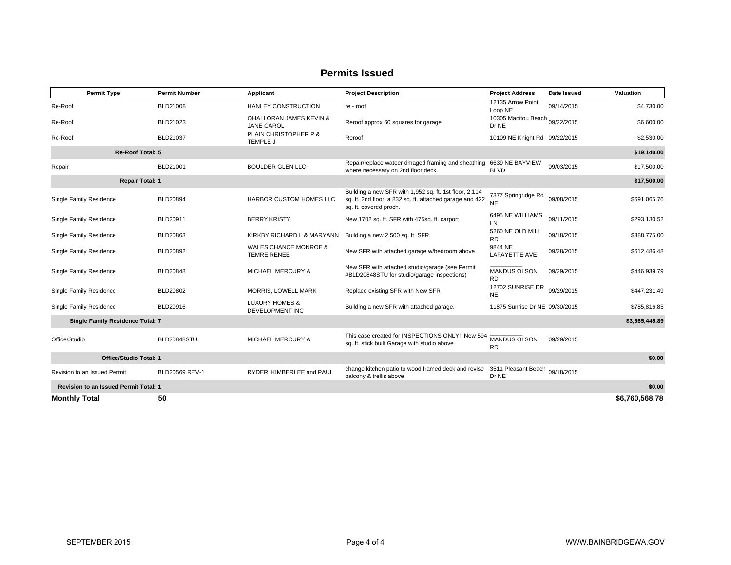## Permits Issued

| Permit Type | Permit Number | Applicant | Project Description | Project Address | Date Issued | Valuation |
|---|---|---|---|---|---|---|
| Re-Roof | BLD21008 | HANLEY CONSTRUCTION | re - roof | 12135 Arrow Point Loop NE | 09/14/2015 | $4,730.00 |
| Re-Roof | BLD21023 | OHALLORAN JAMES KEVIN & JANE CAROL | Reroof approx 60 squares for garage | 10305 Manitou Beach Dr NE | 09/22/2015 | $6,600.00 |
| Re-Roof | BLD21037 | PLAIN CHRISTOPHER P & TEMPLE J | Reroof | 10109 NE Knight Rd | 09/22/2015 | $2,530.00 |
| **Re-Roof Total: 5** | | | | | | **$19,140.00** |
| Repair | BLD21001 | BOULDER GLEN LLC | Repair/replace wateer dmaged framing and sheathing where necessary on 2nd floor deck. | 6639 NE BAYVIEW BLVD | 09/03/2015 | $17,500.00 |
| **Repair Total: 1** | | | | | | **$17,500.00** |
| Single Family Residence | BLD20894 | HARBOR CUSTOM HOMES LLC | Building a new SFR with 1,952 sq. ft. 1st floor, 2,114 sq. ft. 2nd floor, a 832 sq. ft. attached garage and 422 sq. ft. covered proch. | 7377 Springridge Rd NE | 09/08/2015 | $691,065.76 |
| Single Family Residence | BLD20911 | BERRY KRISTY | New 1702 sq. ft. SFR with 475sq. ft. carport | 6495 NE WILLIAMS LN | 09/11/2015 | $293,130.52 |
| Single Family Residence | BLD20863 | KIRKBY RICHARD L & MARYANN | Building a new 2,500 sq. ft. SFR. | 5260 NE OLD MILL RD | 09/18/2015 | $388,775.00 |
| Single Family Residence | BLD20892 | WALES CHANCE MONROE & TEMRE RENEE | New SFR with attached garage w/bedroom above | 9844 NE LAFAYETTE AVE | 09/28/2015 | $612,486.48 |
| Single Family Residence | BLD20848 | MICHAEL MERCURY A | New SFR with attached studio/garage (see Permit #BLD20848STU for studio/garage inspections) | ________ MANDUS OLSON RD | 09/29/2015 | $446,939.79 |
| Single Family Residence | BLD20802 | MORRIS, LOWELL MARK | Replace existing SFR with New SFR | 12702 SUNRISE DR NE | 09/29/2015 | $447,231.49 |
| Single Family Residence | BLD20916 | LUXURY HOMES & DEVELOPMENT INC | Building a new SFR with attached garage. | 11875 Sunrise Dr NE | 09/30/2015 | $785,816.85 |
| **Single Family Residence Total: 7** | | | | | | **$3,665,445.89** |
| Office/Studio | BLD20848STU | MICHAEL MERCURY A | This case created for INSPECTIONS ONLY! New 594 sq. ft. stick built Garage with studio above | ________ MANDUS OLSON RD | 09/29/2015 | |
| **Office/Studio Total: 1** | | | | | | **$0.00** |
| Revision to an Issued Permit | BLD20569 REV-1 | RYDER, KIMBERLEE and PAUL | change kitchen patio to wood framed deck and revise balcony & trellis above | 3511 Pleasant Beach Dr NE | 09/18/2015 | |
| **Revision to an Issued Permit Total: 1** | | | | | | **$0.00** |
| **Monthly Total** | **50** | | | | | **$6,760,568.78** |